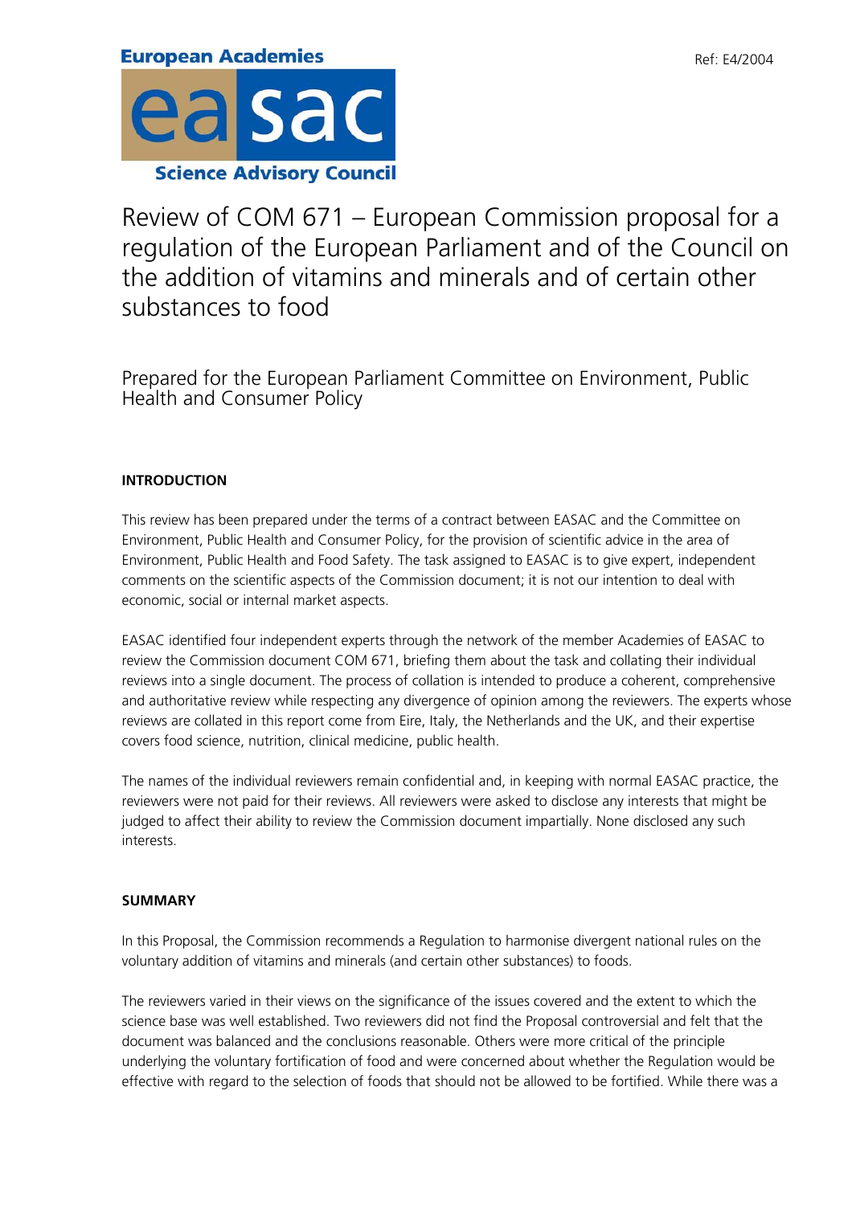European Academies

easac

Science Advisory Council

Ref: E4/2004

# Review of COM 671 – European Commission proposal for a regulation of the European Parliament and of the Council on the addition of vitamins and minerals and of certain other substances to food

Prepared for the European Parliament Committee on Environment, Public Health and Consumer Policy

## INTRODUCTION

This review has been prepared under the terms of a contract between EASAC and the Committee on Environment, Public Health and Consumer Policy, for the provision of scientific advice in the area of Environment, Public Health and Food Safety. The task assigned to EASAC is to give expert, independent comments on the scientific aspects of the Commission document; it is not our intention to deal with economic, social or internal market aspects.

EASAC identified four independent experts through the network of the member Academies of EASAC to review the Commission document COM 671, briefing them about the task and collating their individual reviews into a single document. The process of collation is intended to produce a coherent, comprehensive and authoritative review while respecting any divergence of opinion among the reviewers. The experts whose reviews are collated in this report come from Eire, Italy, the Netherlands and the UK, and their expertise covers food science, nutrition, clinical medicine, public health.

The names of the individual reviewers remain confidential and, in keeping with normal EASAC practice, the reviewers were not paid for their reviews. All reviewers were asked to disclose any interests that might be judged to affect their ability to review the Commission document impartially. None disclosed any such interests.

## SUMMARY

In this Proposal, the Commission recommends a Regulation to harmonise divergent national rules on the voluntary addition of vitamins and minerals (and certain other substances) to foods.

The reviewers varied in their views on the significance of the issues covered and the extent to which the science base was well established. Two reviewers did not find the Proposal controversial and felt that the document was balanced and the conclusions reasonable. Others were more critical of the principle underlying the voluntary fortification of food and were concerned about whether the Regulation would be effective with regard to the selection of foods that should not be allowed to be fortified. While there was a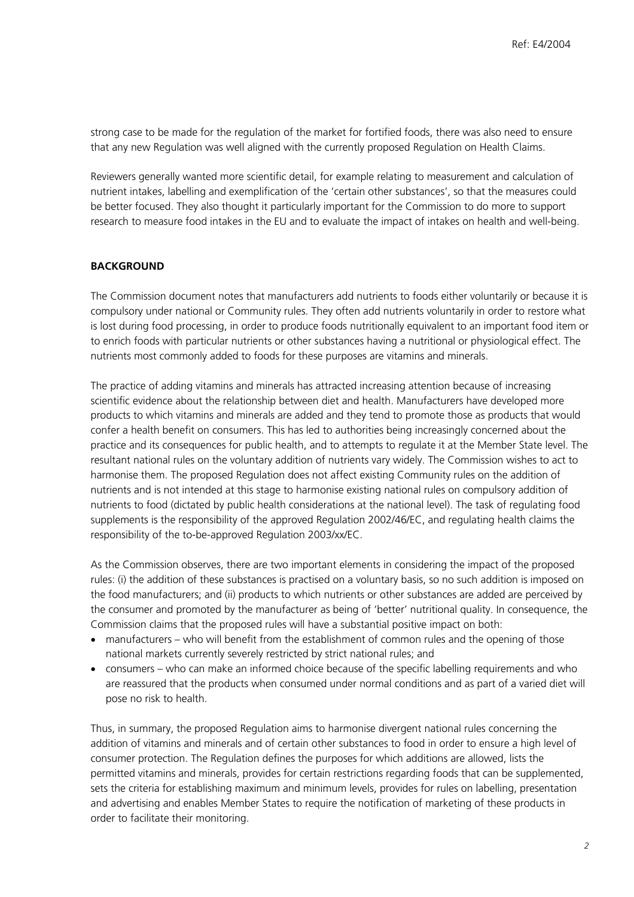strong case to be made for the regulation of the market for fortified foods, there was also need to ensure that any new Regulation was well aligned with the currently proposed Regulation on Health Claims.

Reviewers generally wanted more scientific detail, for example relating to measurement and calculation of nutrient intakes, labelling and exemplification of the 'certain other substances', so that the measures could be better focused. They also thought it particularly important for the Commission to do more to support research to measure food intakes in the EU and to evaluate the impact of intakes on health and well-being.

**BACKGROUND**

The Commission document notes that manufacturers add nutrients to foods either voluntarily or because it is compulsory under national or Community rules. They often add nutrients voluntarily in order to restore what is lost during food processing, in order to produce foods nutritionally equivalent to an important food item or to enrich foods with particular nutrients or other substances having a nutritional or physiological effect. The nutrients most commonly added to foods for these purposes are vitamins and minerals.

The practice of adding vitamins and minerals has attracted increasing attention because of increasing scientific evidence about the relationship between diet and health. Manufacturers have developed more products to which vitamins and minerals are added and they tend to promote those as products that would confer a health benefit on consumers. This has led to authorities being increasingly concerned about the practice and its consequences for public health, and to attempts to regulate it at the Member State level. The resultant national rules on the voluntary addition of nutrients vary widely. The Commission wishes to act to harmonise them. The proposed Regulation does not affect existing Community rules on the addition of nutrients and is not intended at this stage to harmonise existing national rules on compulsory addition of nutrients to food (dictated by public health considerations at the national level). The task of regulating food supplements is the responsibility of the approved Regulation 2002/46/EC, and regulating health claims the responsibility of the to-be-approved Regulation 2003/xx/EC.

As the Commission observes, there are two important elements in considering the impact of the proposed rules: (i) the addition of these substances is practised on a voluntary basis, so no such addition is imposed on the food manufacturers; and (ii) products to which nutrients or other substances are added are perceived by the consumer and promoted by the manufacturer as being of 'better' nutritional quality. In consequence, the Commission claims that the proposed rules will have a substantial positive impact on both:

- manufacturers – who will benefit from the establishment of common rules and the opening of those national markets currently severely restricted by strict national rules; and
- consumers – who can make an informed choice because of the specific labelling requirements and who are reassured that the products when consumed under normal conditions and as part of a varied diet will pose no risk to health.

Thus, in summary, the proposed Regulation aims to harmonise divergent national rules concerning the addition of vitamins and minerals and of certain other substances to food in order to ensure a high level of consumer protection. The Regulation defines the purposes for which additions are allowed, lists the permitted vitamins and minerals, provides for certain restrictions regarding foods that can be supplemented, sets the criteria for establishing maximum and minimum levels, provides for rules on labelling, presentation and advertising and enables Member States to require the notification of marketing of these products in order to facilitate their monitoring.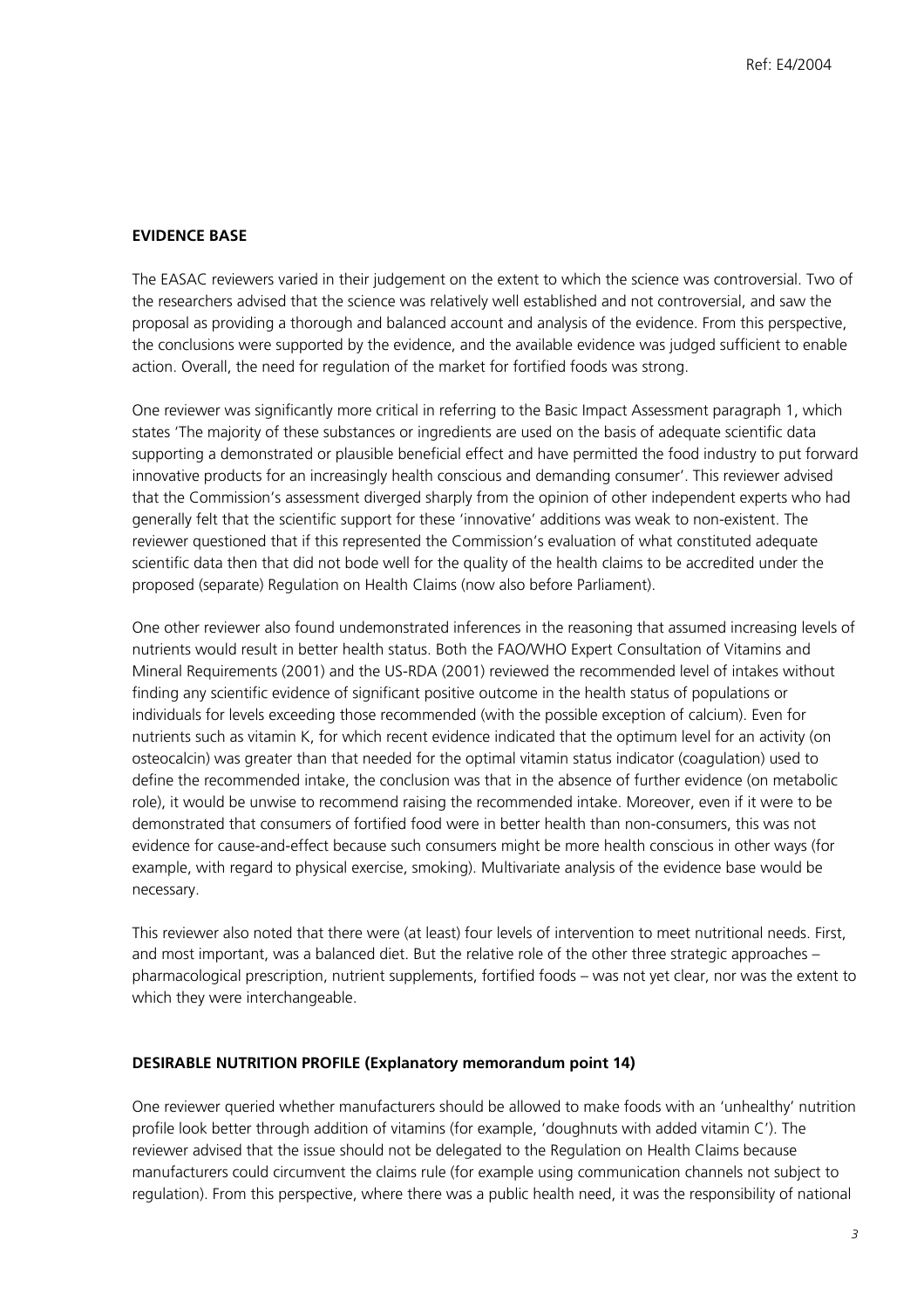**EVIDENCE BASE**

The EASAC reviewers varied in their judgement on the extent to which the science was controversial. Two of the researchers advised that the science was relatively well established and not controversial, and saw the proposal as providing a thorough and balanced account and analysis of the evidence. From this perspective, the conclusions were supported by the evidence, and the available evidence was judged sufficient to enable action. Overall, the need for regulation of the market for fortified foods was strong.

One reviewer was significantly more critical in referring to the Basic Impact Assessment paragraph 1, which states 'The majority of these substances or ingredients are used on the basis of adequate scientific data supporting a demonstrated or plausible beneficial effect and have permitted the food industry to put forward innovative products for an increasingly health conscious and demanding consumer'. This reviewer advised that the Commission's assessment diverged sharply from the opinion of other independent experts who had generally felt that the scientific support for these 'innovative' additions was weak to non-existent. The reviewer questioned that if this represented the Commission's evaluation of what constituted adequate scientific data then that did not bode well for the quality of the health claims to be accredited under the proposed (separate) Regulation on Health Claims (now also before Parliament).

One other reviewer also found undemonstrated inferences in the reasoning that assumed increasing levels of nutrients would result in better health status. Both the FAO/WHO Expert Consultation of Vitamins and Mineral Requirements (2001) and the US-RDA (2001) reviewed the recommended level of intakes without finding any scientific evidence of significant positive outcome in the health status of populations or individuals for levels exceeding those recommended (with the possible exception of calcium). Even for nutrients such as vitamin K, for which recent evidence indicated that the optimum level for an activity (on osteocalcin) was greater than that needed for the optimal vitamin status indicator (coagulation) used to define the recommended intake, the conclusion was that in the absence of further evidence (on metabolic role), it would be unwise to recommend raising the recommended intake. Moreover, even if it were to be demonstrated that consumers of fortified food were in better health than non-consumers, this was not evidence for cause-and-effect because such consumers might be more health conscious in other ways (for example, with regard to physical exercise, smoking). Multivariate analysis of the evidence base would be necessary.

This reviewer also noted that there were (at least) four levels of intervention to meet nutritional needs. First, and most important, was a balanced diet. But the relative role of the other three strategic approaches – pharmacological prescription, nutrient supplements, fortified foods – was not yet clear, nor was the extent to which they were interchangeable.

**DESIRABLE NUTRITION PROFILE (Explanatory memorandum point 14)**

One reviewer queried whether manufacturers should be allowed to make foods with an 'unhealthy' nutrition profile look better through addition of vitamins (for example, 'doughnuts with added vitamin C'). The reviewer advised that the issue should not be delegated to the Regulation on Health Claims because manufacturers could circumvent the claims rule (for example using communication channels not subject to regulation). From this perspective, where there was a public health need, it was the responsibility of national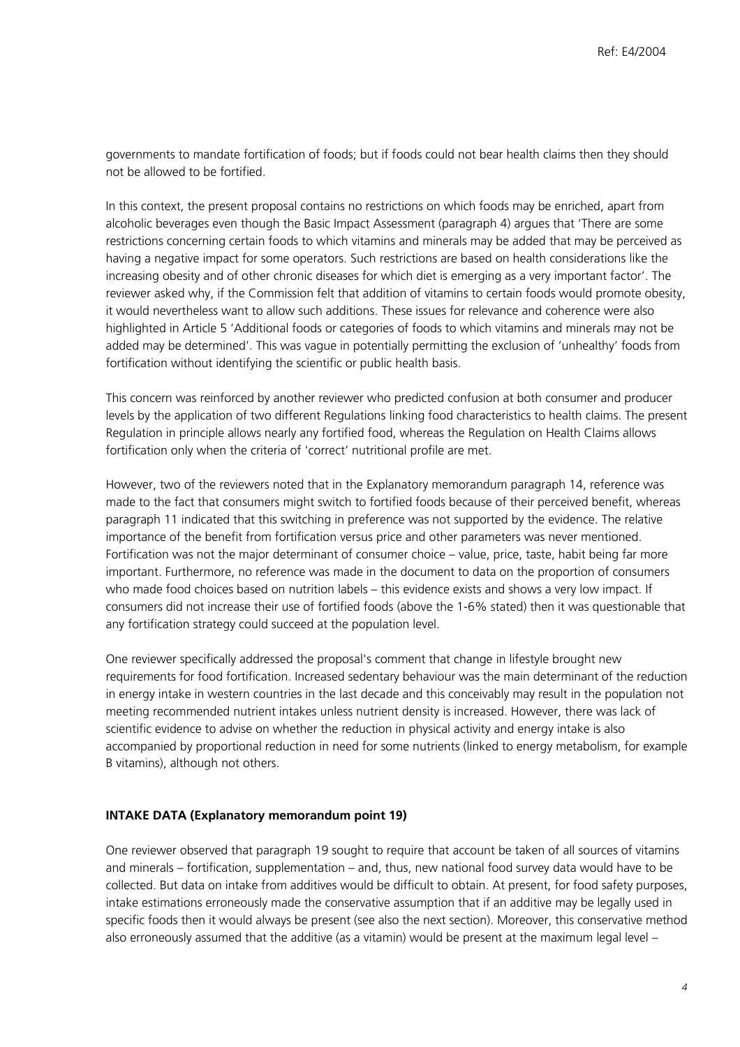governments to mandate fortification of foods; but if foods could not bear health claims then they should not be allowed to be fortified.

In this context, the present proposal contains no restrictions on which foods may be enriched, apart from alcoholic beverages even though the Basic Impact Assessment (paragraph 4) argues that 'There are some restrictions concerning certain foods to which vitamins and minerals may be added that may be perceived as having a negative impact for some operators. Such restrictions are based on health considerations like the increasing obesity and of other chronic diseases for which diet is emerging as a very important factor'. The reviewer asked why, if the Commission felt that addition of vitamins to certain foods would promote obesity, it would nevertheless want to allow such additions. These issues for relevance and coherence were also highlighted in Article 5 'Additional foods or categories of foods to which vitamins and minerals may not be added may be determined'. This was vague in potentially permitting the exclusion of 'unhealthy' foods from fortification without identifying the scientific or public health basis.

This concern was reinforced by another reviewer who predicted confusion at both consumer and producer levels by the application of two different Regulations linking food characteristics to health claims. The present Regulation in principle allows nearly any fortified food, whereas the Regulation on Health Claims allows fortification only when the criteria of 'correct' nutritional profile are met.

However, two of the reviewers noted that in the Explanatory memorandum paragraph 14, reference was made to the fact that consumers might switch to fortified foods because of their perceived benefit, whereas paragraph 11 indicated that this switching in preference was not supported by the evidence. The relative importance of the benefit from fortification versus price and other parameters was never mentioned. Fortification was not the major determinant of consumer choice – value, price, taste, habit being far more important. Furthermore, no reference was made in the document to data on the proportion of consumers who made food choices based on nutrition labels – this evidence exists and shows a very low impact. If consumers did not increase their use of fortified foods (above the 1-6% stated) then it was questionable that any fortification strategy could succeed at the population level.

One reviewer specifically addressed the proposal's comment that change in lifestyle brought new requirements for food fortification. Increased sedentary behaviour was the main determinant of the reduction in energy intake in western countries in the last decade and this conceivably may result in the population not meeting recommended nutrient intakes unless nutrient density is increased. However, there was lack of scientific evidence to advise on whether the reduction in physical activity and energy intake is also accompanied by proportional reduction in need for some nutrients (linked to energy metabolism, for example B vitamins), although not others.

**INTAKE DATA (Explanatory memorandum point 19)**

One reviewer observed that paragraph 19 sought to require that account be taken of all sources of vitamins and minerals – fortification, supplementation – and, thus, new national food survey data would have to be collected. But data on intake from additives would be difficult to obtain. At present, for food safety purposes, intake estimations erroneously made the conservative assumption that if an additive may be legally used in specific foods then it would always be present (see also the next section). Moreover, this conservative method also erroneously assumed that the additive (as a vitamin) would be present at the maximum legal level –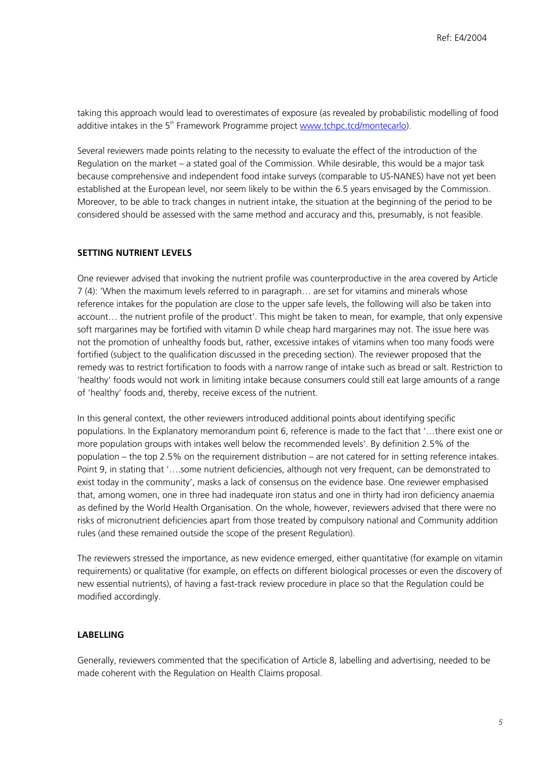taking this approach would lead to overestimates of exposure (as revealed by probabilistic modelling of food additive intakes in the 5th Framework Programme project www.tchpc.tcd/montecarlo).

Several reviewers made points relating to the necessity to evaluate the effect of the introduction of the Regulation on the market – a stated goal of the Commission. While desirable, this would be a major task because comprehensive and independent food intake surveys (comparable to US-NANES) have not yet been established at the European level, nor seem likely to be within the 6.5 years envisaged by the Commission. Moreover, to be able to track changes in nutrient intake, the situation at the beginning of the period to be considered should be assessed with the same method and accuracy and this, presumably, is not feasible.

## SETTING NUTRIENT LEVELS

One reviewer advised that invoking the nutrient profile was counterproductive in the area covered by Article 7 (4): 'When the maximum levels referred to in paragraph… are set for vitamins and minerals whose reference intakes for the population are close to the upper safe levels, the following will also be taken into account… the nutrient profile of the product'. This might be taken to mean, for example, that only expensive soft margarines may be fortified with vitamin D while cheap hard margarines may not. The issue here was not the promotion of unhealthy foods but, rather, excessive intakes of vitamins when too many foods were fortified (subject to the qualification discussed in the preceding section). The reviewer proposed that the remedy was to restrict fortification to foods with a narrow range of intake such as bread or salt. Restriction to 'healthy' foods would not work in limiting intake because consumers could still eat large amounts of a range of 'healthy' foods and, thereby, receive excess of the nutrient.

In this general context, the other reviewers introduced additional points about identifying specific populations. In the Explanatory memorandum point 6, reference is made to the fact that '…there exist one or more population groups with intakes well below the recommended levels'. By definition 2.5% of the population – the top 2.5% on the requirement distribution – are not catered for in setting reference intakes. Point 9, in stating that '….some nutrient deficiencies, although not very frequent, can be demonstrated to exist today in the community', masks a lack of consensus on the evidence base. One reviewer emphasised that, among women, one in three had inadequate iron status and one in thirty had iron deficiency anaemia as defined by the World Health Organisation. On the whole, however, reviewers advised that there were no risks of micronutrient deficiencies apart from those treated by compulsory national and Community addition rules (and these remained outside the scope of the present Regulation).

The reviewers stressed the importance, as new evidence emerged, either quantitative (for example on vitamin requirements) or qualitative (for example, on effects on different biological processes or even the discovery of new essential nutrients), of having a fast-track review procedure in place so that the Regulation could be modified accordingly.

## LABELLING

Generally, reviewers commented that the specification of Article 8, labelling and advertising, needed to be made coherent with the Regulation on Health Claims proposal.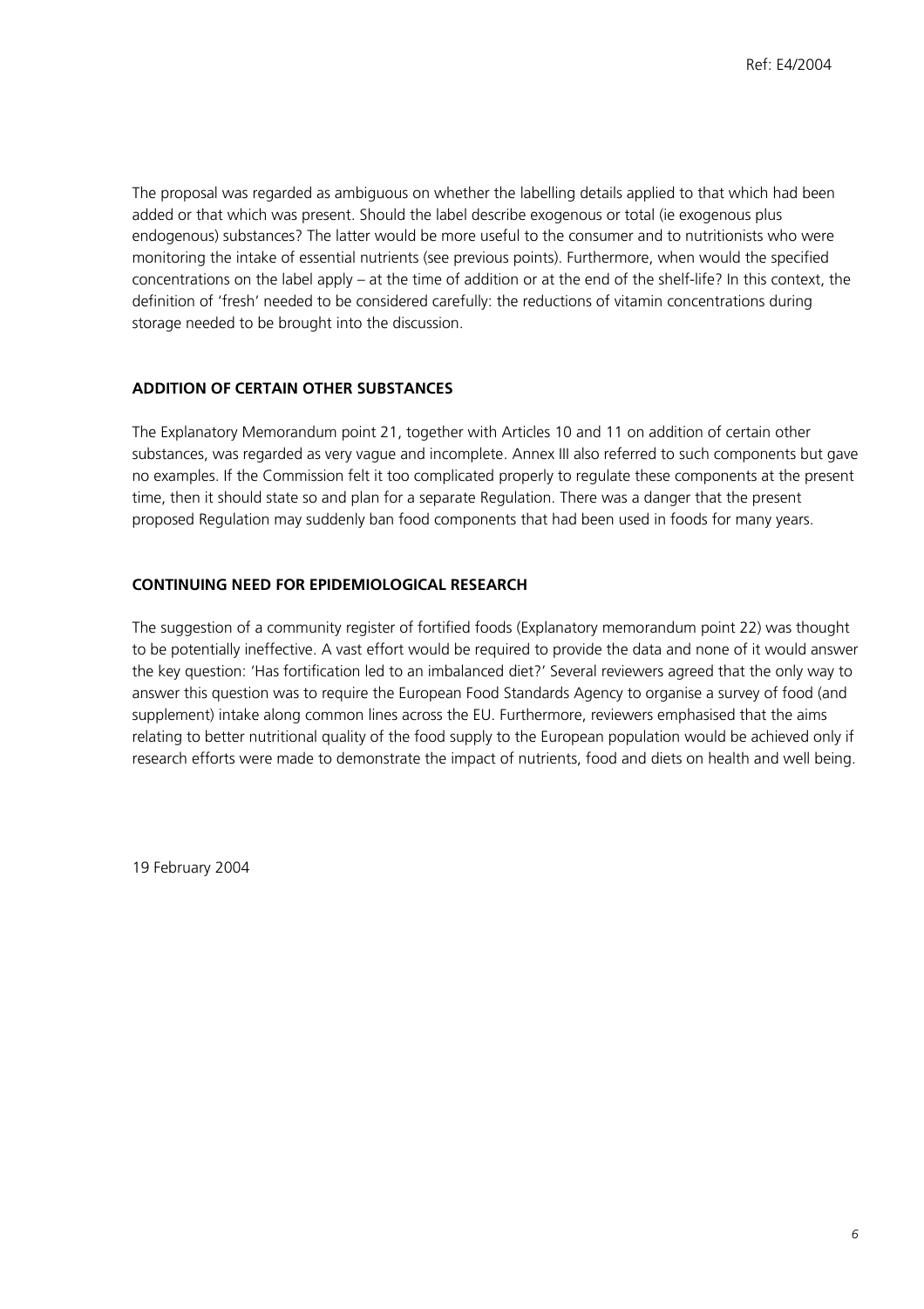The proposal was regarded as ambiguous on whether the labelling details applied to that which had been added or that which was present. Should the label describe exogenous or total (ie exogenous plus endogenous) substances? The latter would be more useful to the consumer and to nutritionists who were monitoring the intake of essential nutrients (see previous points). Furthermore, when would the specified concentrations on the label apply – at the time of addition or at the end of the shelf-life? In this context, the definition of 'fresh' needed to be considered carefully: the reductions of vitamin concentrations during storage needed to be brought into the discussion.

## ADDITION OF CERTAIN OTHER SUBSTANCES

The Explanatory Memorandum point 21, together with Articles 10 and 11 on addition of certain other substances, was regarded as very vague and incomplete. Annex III also referred to such components but gave no examples. If the Commission felt it too complicated properly to regulate these components at the present time, then it should state so and plan for a separate Regulation. There was a danger that the present proposed Regulation may suddenly ban food components that had been used in foods for many years.

## CONTINUING NEED FOR EPIDEMIOLOGICAL RESEARCH

The suggestion of a community register of fortified foods (Explanatory memorandum point 22) was thought to be potentially ineffective. A vast effort would be required to provide the data and none of it would answer the key question: 'Has fortification led to an imbalanced diet?' Several reviewers agreed that the only way to answer this question was to require the European Food Standards Agency to organise a survey of food (and supplement) intake along common lines across the EU. Furthermore, reviewers emphasised that the aims relating to better nutritional quality of the food supply to the European population would be achieved only if research efforts were made to demonstrate the impact of nutrients, food and diets on health and well being.

19 February 2004